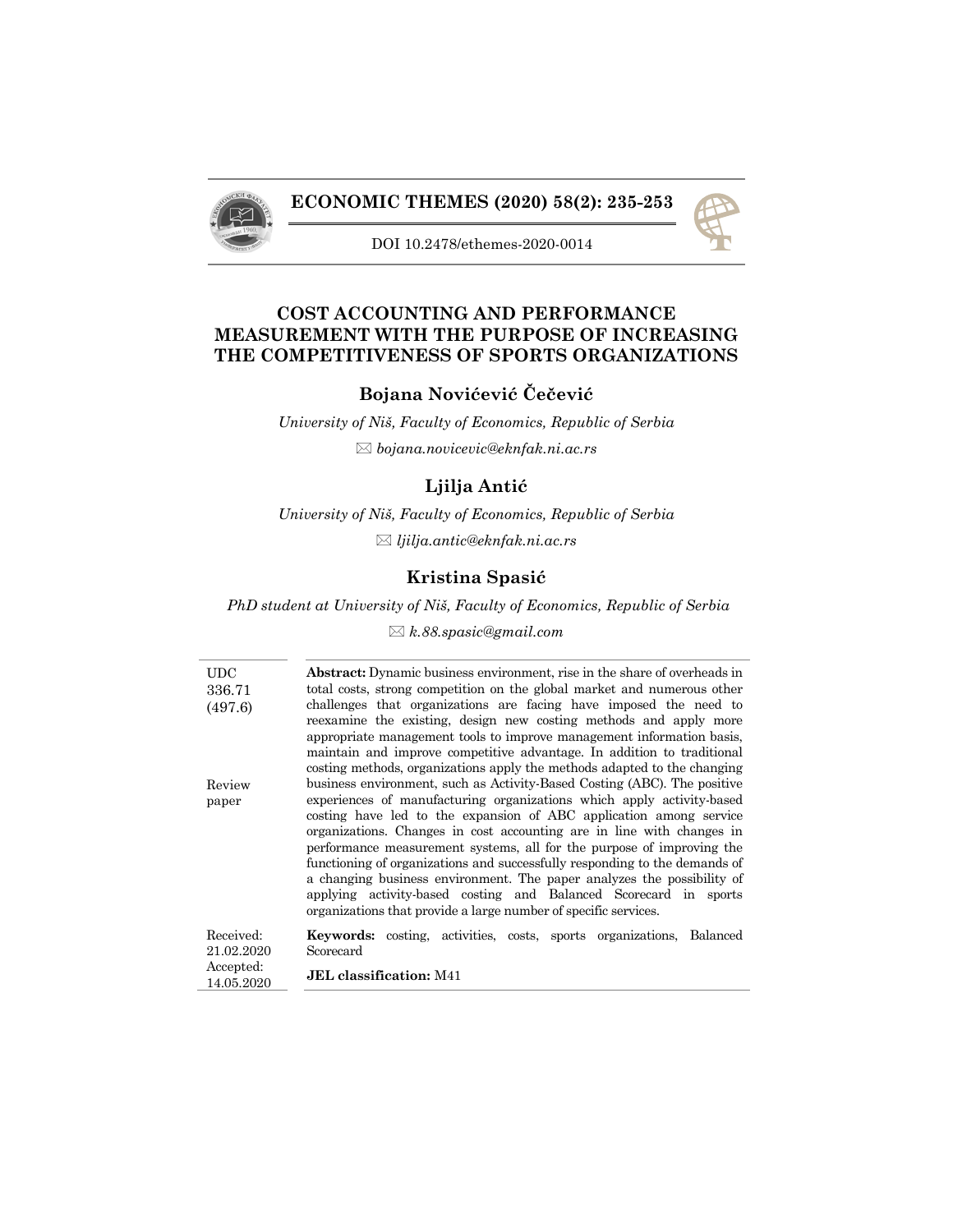**ECONOMIC THEMES (2020) 58(2): 235-253**

DOI 10.2478/ethemes-2020-0014

# COST ACCOUNTING AND PERFORMANCE MEASUREMENT WITH THE PURPOSE OF INCREASING THE COMPETITIVENESS OF SPORTS ORGANIZATIONS

**Bojana Novićević Čečević**

*University of Niš, Faculty of Economics, Republic of Serbia*

✉ *bojana.novicevic@eknfak.ni.ac.rs*

**Ljilja Antić**

*University of Niš, Faculty of Economics, Republic of Serbia*

✉ *ljilja.antic@eknfak.ni.ac.rs*

**Kristina Spasić**

*PhD student at University of Niš, Faculty of Economics, Republic of Serbia*

✉ *k.88.spasic@gmail.com*

UDC 336.71 (497.6)

Review paper

**Abstract:** Dynamic business environment, rise in the share of overheads in total costs, strong competition on the global market and numerous other challenges that organizations are facing have imposed the need to reexamine the existing, design new costing methods and apply more appropriate management tools to improve management information basis, maintain and improve competitive advantage. In addition to traditional costing methods, organizations apply the methods adapted to the changing business environment, such as Activity-Based Costing (ABC). The positive experiences of manufacturing organizations which apply activity-based costing have led to the expansion of ABC application among service organizations. Changes in cost accounting are in line with changes in performance measurement systems, all for the purpose of improving the functioning of organizations and successfully responding to the demands of a changing business environment. The paper analyzes the possibility of applying activity-based costing and Balanced Scorecard in sports organizations that provide a large number of specific services.

Received: 21.02.2020
Accepted: 14.05.2020

**Keywords:** costing, activities, costs, sports organizations, Balanced Scorecard

**JEL classification:** M41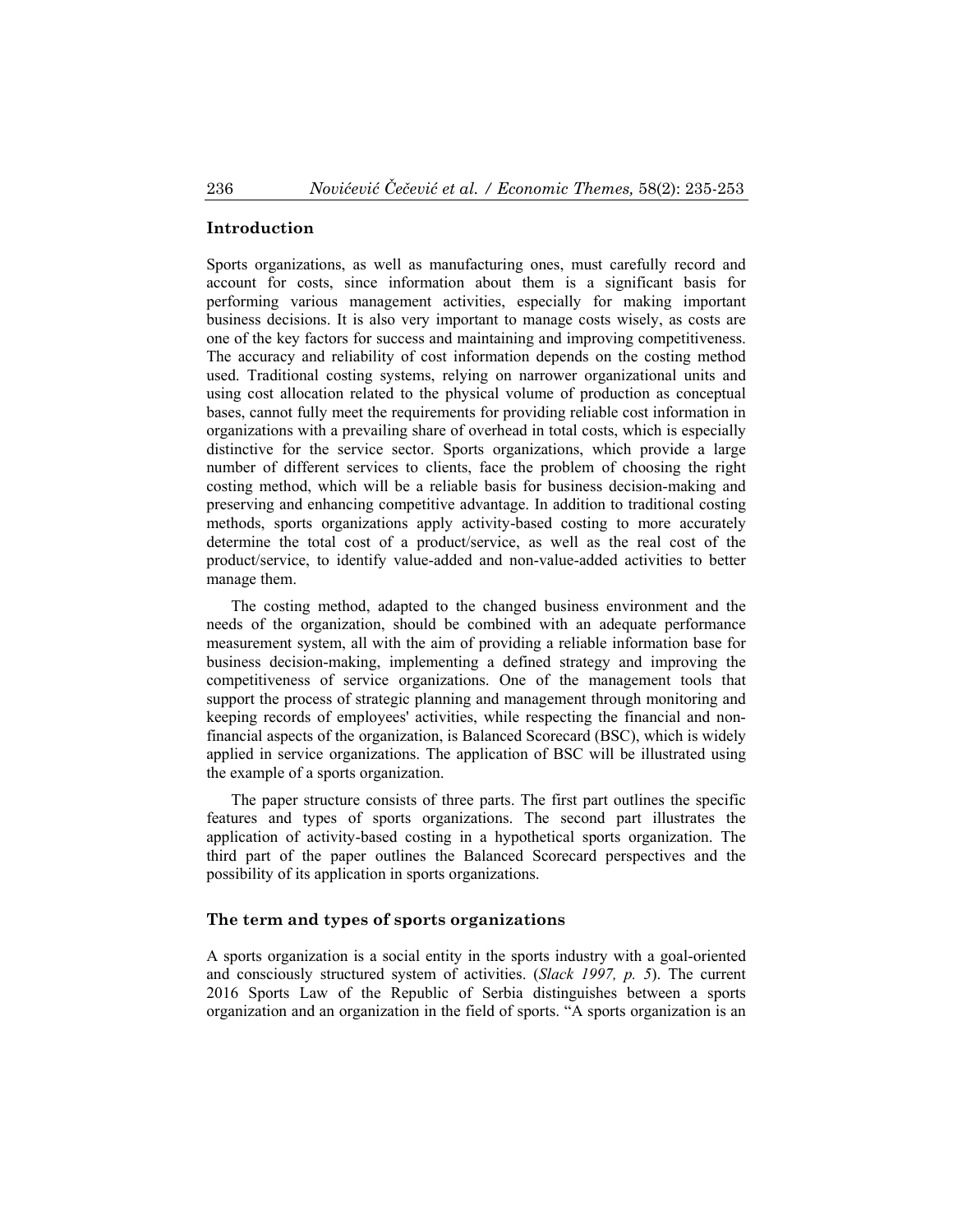## Introduction

Sports organizations, as well as manufacturing ones, must carefully record and account for costs, since information about them is a significant basis for performing various management activities, especially for making important business decisions. It is also very important to manage costs wisely, as costs are one of the key factors for success and maintaining and improving competitiveness. The accuracy and reliability of cost information depends on the costing method used. Traditional costing systems, relying on narrower organizational units and using cost allocation related to the physical volume of production as conceptual bases, cannot fully meet the requirements for providing reliable cost information in organizations with a prevailing share of overhead in total costs, which is especially distinctive for the service sector. Sports organizations, which provide a large number of different services to clients, face the problem of choosing the right costing method, which will be a reliable basis for business decision-making and preserving and enhancing competitive advantage. In addition to traditional costing methods, sports organizations apply activity-based costing to more accurately determine the total cost of a product/service, as well as the real cost of the product/service, to identify value-added and non-value-added activities to better manage them.

The costing method, adapted to the changed business environment and the needs of the organization, should be combined with an adequate performance measurement system, all with the aim of providing a reliable information base for business decision-making, implementing a defined strategy and improving the competitiveness of service organizations. One of the management tools that support the process of strategic planning and management through monitoring and keeping records of employees' activities, while respecting the financial and non-financial aspects of the organization, is Balanced Scorecard (BSC), which is widely applied in service organizations. The application of BSC will be illustrated using the example of a sports organization.

The paper structure consists of three parts. The first part outlines the specific features and types of sports organizations. The second part illustrates the application of activity-based costing in a hypothetical sports organization. The third part of the paper outlines the Balanced Scorecard perspectives and the possibility of its application in sports organizations.

## The term and types of sports organizations

A sports organization is a social entity in the sports industry with a goal-oriented and consciously structured system of activities. (*Slack 1997, p. 5*). The current 2016 Sports Law of the Republic of Serbia distinguishes between a sports organization and an organization in the field of sports. “A sports organization is an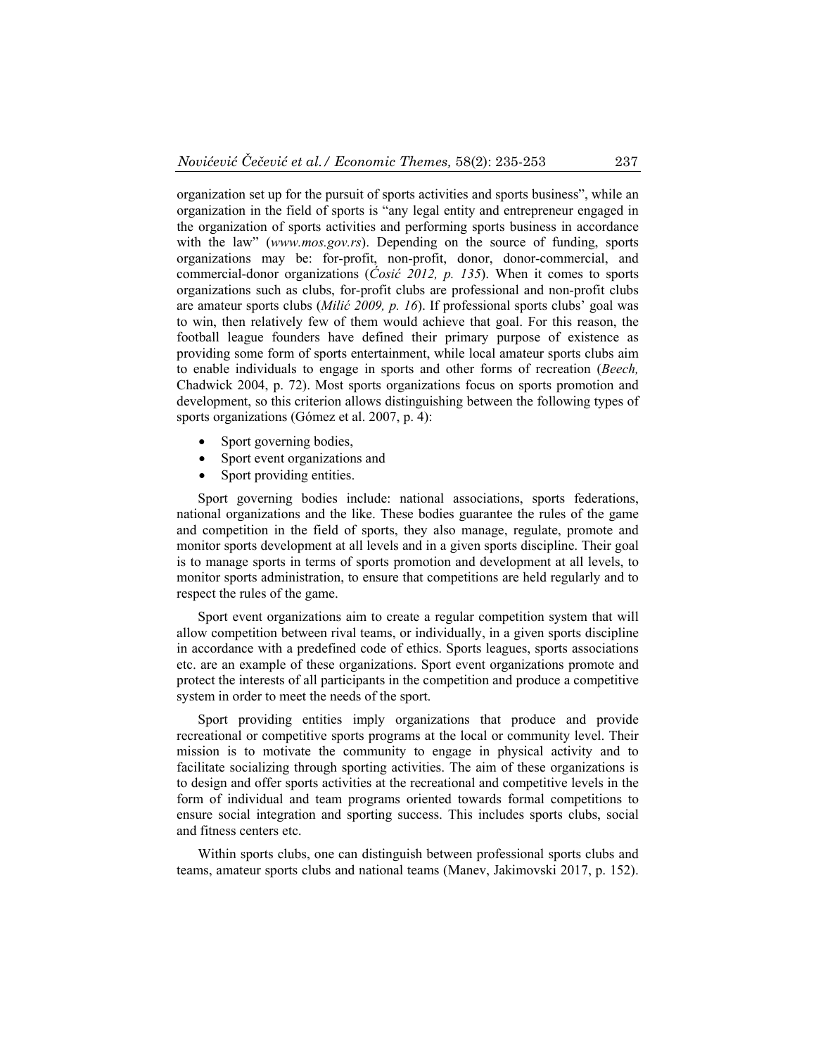organization set up for the pursuit of sports activities and sports business", while an organization in the field of sports is "any legal entity and entrepreneur engaged in the organization of sports activities and performing sports business in accordance with the law" (*www.mos.gov.rs*). Depending on the source of funding, sports organizations may be: for-profit, non-profit, donor, donor-commercial, and commercial-donor organizations (*Ćosić 2012, p. 135*). When it comes to sports organizations such as clubs, for-profit clubs are professional and non-profit clubs are amateur sports clubs (*Milić 2009, p. 16*). If professional sports clubs' goal was to win, then relatively few of them would achieve that goal. For this reason, the football league founders have defined their primary purpose of existence as providing some form of sports entertainment, while local amateur sports clubs aim to enable individuals to engage in sports and other forms of recreation (*Beech,* Chadwick 2004, p. 72). Most sports organizations focus on sports promotion and development, so this criterion allows distinguishing between the following types of sports organizations (Gómez et al. 2007, p. 4):

- Sport governing bodies,
- Sport event organizations and
- Sport providing entities.

Sport governing bodies include: national associations, sports federations, national organizations and the like. These bodies guarantee the rules of the game and competition in the field of sports, they also manage, regulate, promote and monitor sports development at all levels and in a given sports discipline. Their goal is to manage sports in terms of sports promotion and development at all levels, to monitor sports administration, to ensure that competitions are held regularly and to respect the rules of the game.

Sport event organizations aim to create a regular competition system that will allow competition between rival teams, or individually, in a given sports discipline in accordance with a predefined code of ethics. Sports leagues, sports associations etc. are an example of these organizations. Sport event organizations promote and protect the interests of all participants in the competition and produce a competitive system in order to meet the needs of the sport.

Sport providing entities imply organizations that produce and provide recreational or competitive sports programs at the local or community level. Their mission is to motivate the community to engage in physical activity and to facilitate socializing through sporting activities. The aim of these organizations is to design and offer sports activities at the recreational and competitive levels in the form of individual and team programs oriented towards formal competitions to ensure social integration and sporting success. This includes sports clubs, social and fitness centers etc.

Within sports clubs, one can distinguish between professional sports clubs and teams, amateur sports clubs and national teams (Manev, Jakimovski 2017, p. 152).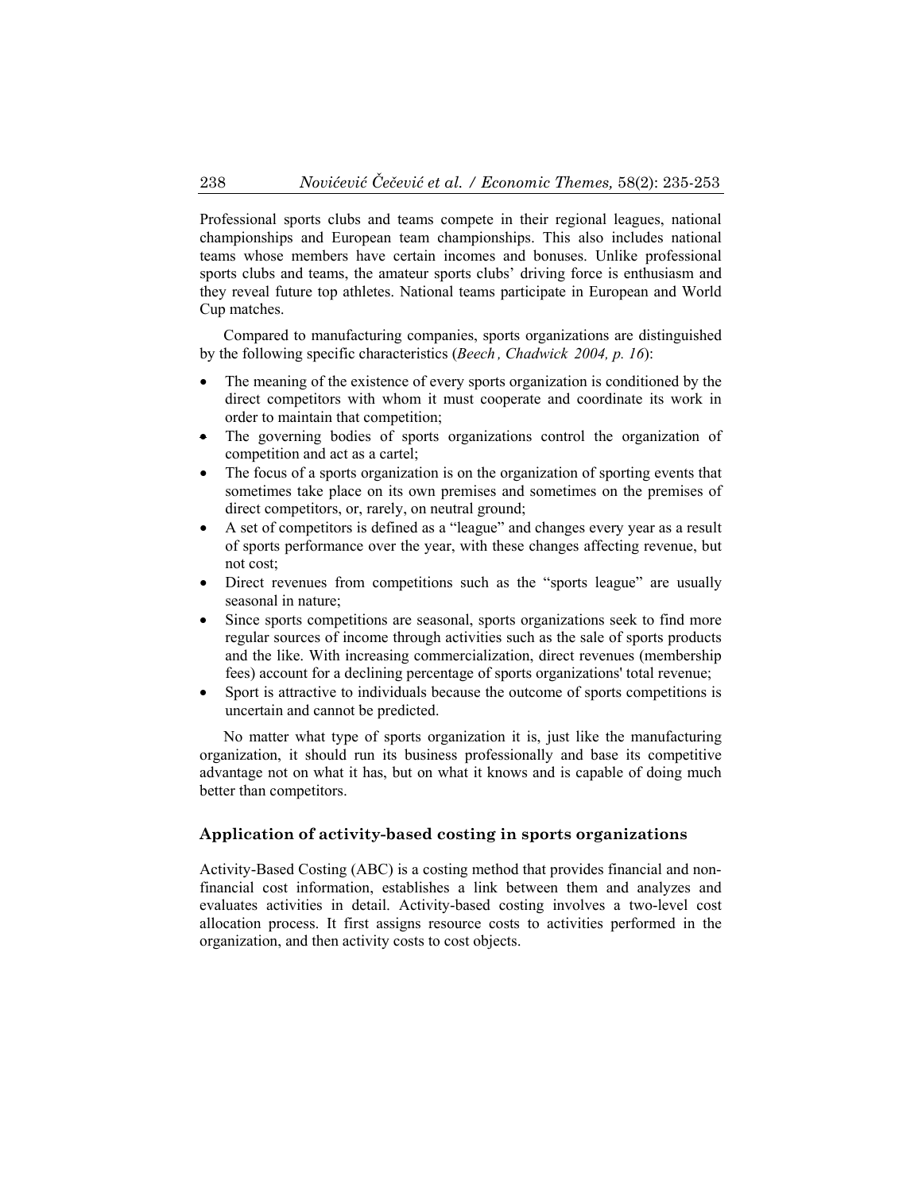Professional sports clubs and teams compete in their regional leagues, national championships and European team championships. This also includes national teams whose members have certain incomes and bonuses. Unlike professional sports clubs and teams, the amateur sports clubs' driving force is enthusiasm and they reveal future top athletes. National teams participate in European and World Cup matches.

Compared to manufacturing companies, sports organizations are distinguished by the following specific characteristics (*Beech , Chadwick 2004, p. 16*):

- The meaning of the existence of every sports organization is conditioned by the direct competitors with whom it must cooperate and coordinate its work in order to maintain that competition;
- The governing bodies of sports organizations control the organization of competition and act as a cartel;
- The focus of a sports organization is on the organization of sporting events that sometimes take place on its own premises and sometimes on the premises of direct competitors, or, rarely, on neutral ground;
- A set of competitors is defined as a "league" and changes every year as a result of sports performance over the year, with these changes affecting revenue, but not cost;
- Direct revenues from competitions such as the "sports league" are usually seasonal in nature;
- Since sports competitions are seasonal, sports organizations seek to find more regular sources of income through activities such as the sale of sports products and the like. With increasing commercialization, direct revenues (membership fees) account for a declining percentage of sports organizations' total revenue;
- Sport is attractive to individuals because the outcome of sports competitions is uncertain and cannot be predicted.

No matter what type of sports organization it is, just like the manufacturing organization, it should run its business professionally and base its competitive advantage not on what it has, but on what it knows and is capable of doing much better than competitors.

## Application of activity-based costing in sports organizations

Activity-Based Costing (ABC) is a costing method that provides financial and non-financial cost information, establishes a link between them and analyzes and evaluates activities in detail. Activity-based costing involves a two-level cost allocation process. It first assigns resource costs to activities performed in the organization, and then activity costs to cost objects.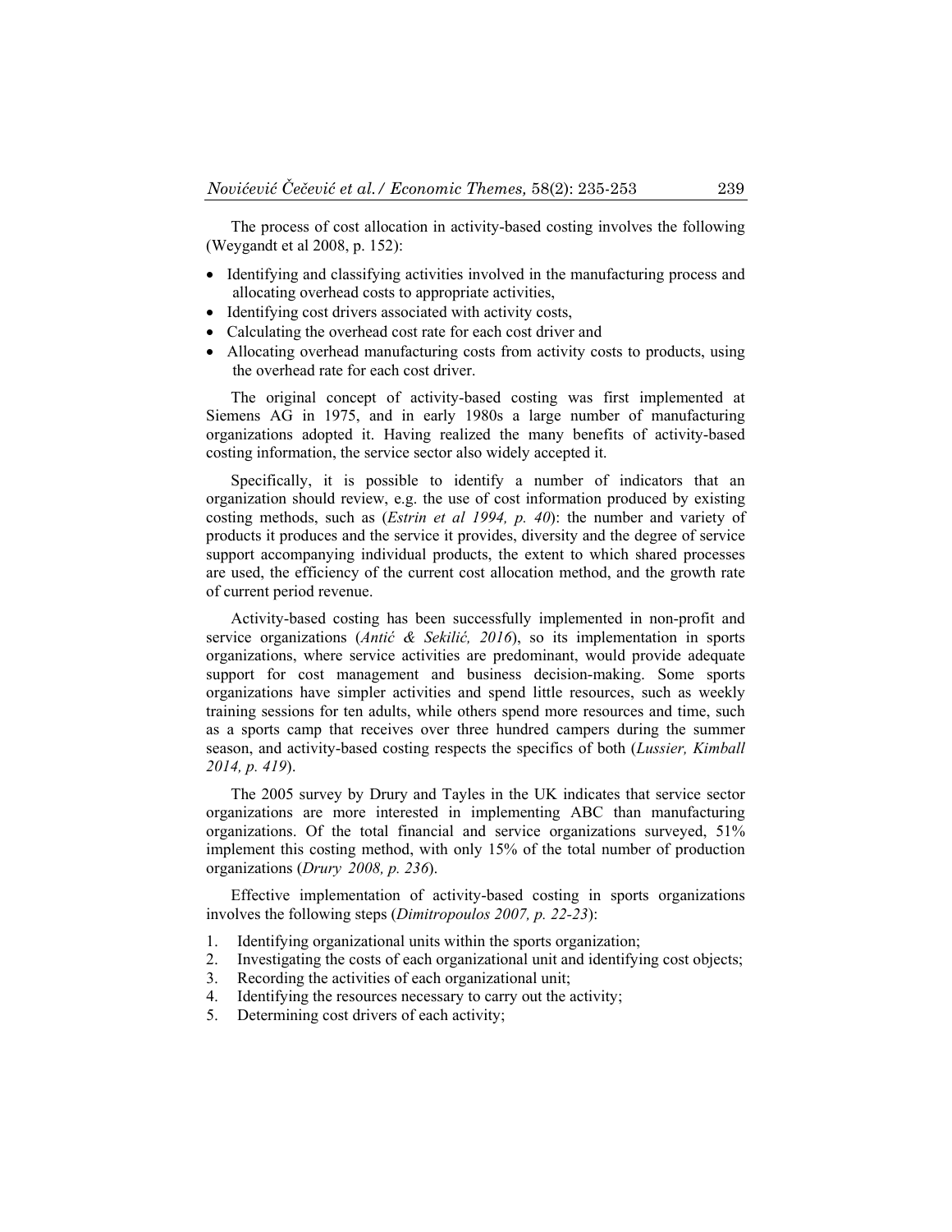The process of cost allocation in activity-based costing involves the following (Weygandt et al 2008, p. 152):

- Identifying and classifying activities involved in the manufacturing process and allocating overhead costs to appropriate activities,
- Identifying cost drivers associated with activity costs,
- Calculating the overhead cost rate for each cost driver and
- Allocating overhead manufacturing costs from activity costs to products, using the overhead rate for each cost driver.

The original concept of activity-based costing was first implemented at Siemens AG in 1975, and in early 1980s a large number of manufacturing organizations adopted it. Having realized the many benefits of activity-based costing information, the service sector also widely accepted it.

Specifically, it is possible to identify a number of indicators that an organization should review, e.g. the use of cost information produced by existing costing methods, such as (*Estrin et al 1994, p. 40*): the number and variety of products it produces and the service it provides, diversity and the degree of service support accompanying individual products, the extent to which shared processes are used, the efficiency of the current cost allocation method, and the growth rate of current period revenue.

Activity-based costing has been successfully implemented in non-profit and service organizations (*Antić & Sekilić, 2016*), so its implementation in sports organizations, where service activities are predominant, would provide adequate support for cost management and business decision-making. Some sports organizations have simpler activities and spend little resources, such as weekly training sessions for ten adults, while others spend more resources and time, such as a sports camp that receives over three hundred campers during the summer season, and activity-based costing respects the specifics of both (*Lussier, Kimball 2014, p. 419*).

The 2005 survey by Drury and Tayles in the UK indicates that service sector organizations are more interested in implementing ABC than manufacturing organizations. Of the total financial and service organizations surveyed, 51% implement this costing method, with only 15% of the total number of production organizations (*Drury 2008, p. 236*).

Effective implementation of activity-based costing in sports organizations involves the following steps (*Dimitropoulos 2007, p. 22-23*):

1. Identifying organizational units within the sports organization;
2. Investigating the costs of each organizational unit and identifying cost objects;
3. Recording the activities of each organizational unit;
4. Identifying the resources necessary to carry out the activity;
5. Determining cost drivers of each activity;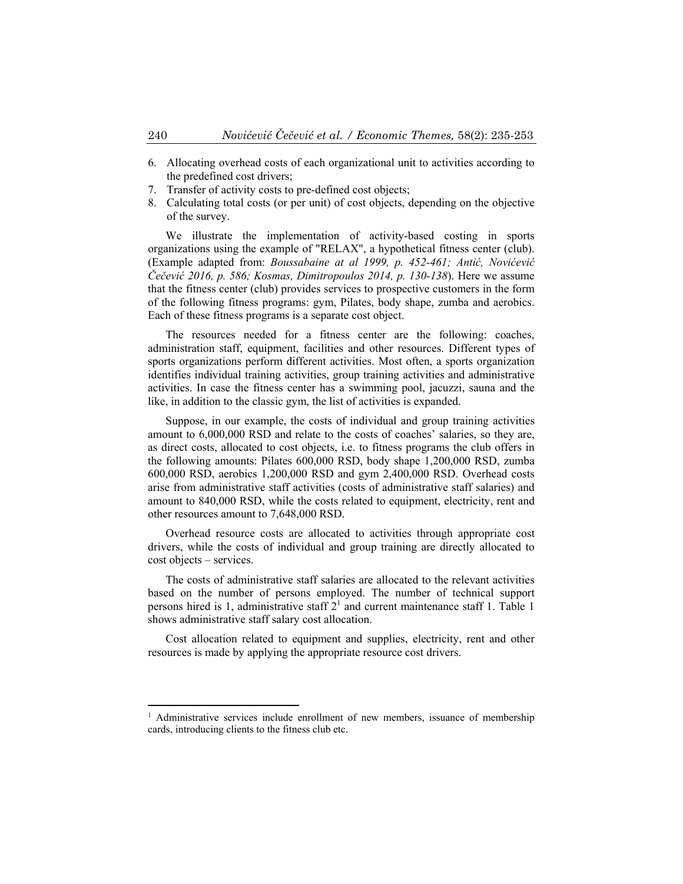6. Allocating overhead costs of each organizational unit to activities according to the predefined cost drivers;
7. Transfer of activity costs to pre-defined cost objects;
8. Calculating total costs (or per unit) of cost objects, depending on the objective of the survey.

We illustrate the implementation of activity-based costing in sports organizations using the example of "RELAX", a hypothetical fitness center (club). (Example adapted from: *Boussabaine at al 1999, p. 452-461; Antić, Novićević Čečević 2016, p. 586; Kosmas, Dimitropoulos 2014, p. 130-138*). Here we assume that the fitness center (club) provides services to prospective customers in the form of the following fitness programs: gym, Pilates, body shape, zumba and aerobics. Each of these fitness programs is a separate cost object.

The resources needed for a fitness center are the following: coaches, administration staff, equipment, facilities and other resources. Different types of sports organizations perform different activities. Most often, a sports organization identifies individual training activities, group training activities and administrative activities. In case the fitness center has a swimming pool, jacuzzi, sauna and the like, in addition to the classic gym, the list of activities is expanded.

Suppose, in our example, the costs of individual and group training activities amount to 6,000,000 RSD and relate to the costs of coaches' salaries, so they are, as direct costs, allocated to cost objects, i.e. to fitness programs the club offers in the following amounts: Pilates 600,000 RSD, body shape 1,200,000 RSD, zumba 600,000 RSD, aerobics 1,200,000 RSD and gym 2,400,000 RSD. Overhead costs arise from administrative staff activities (costs of administrative staff salaries) and amount to 840,000 RSD, while the costs related to equipment, electricity, rent and other resources amount to 7,648,000 RSD.

Overhead resource costs are allocated to activities through appropriate cost drivers, while the costs of individual and group training are directly allocated to cost objects – services.

The costs of administrative staff salaries are allocated to the relevant activities based on the number of persons employed. The number of technical support persons hired is 1, administrative staff 2[1] and current maintenance staff 1. Table 1 shows administrative staff salary cost allocation.

Cost allocation related to equipment and supplies, electricity, rent and other resources is made by applying the appropriate resource cost drivers.

[1] Administrative services include enrollment of new members, issuance of membership cards, introducing clients to the fitness club etc.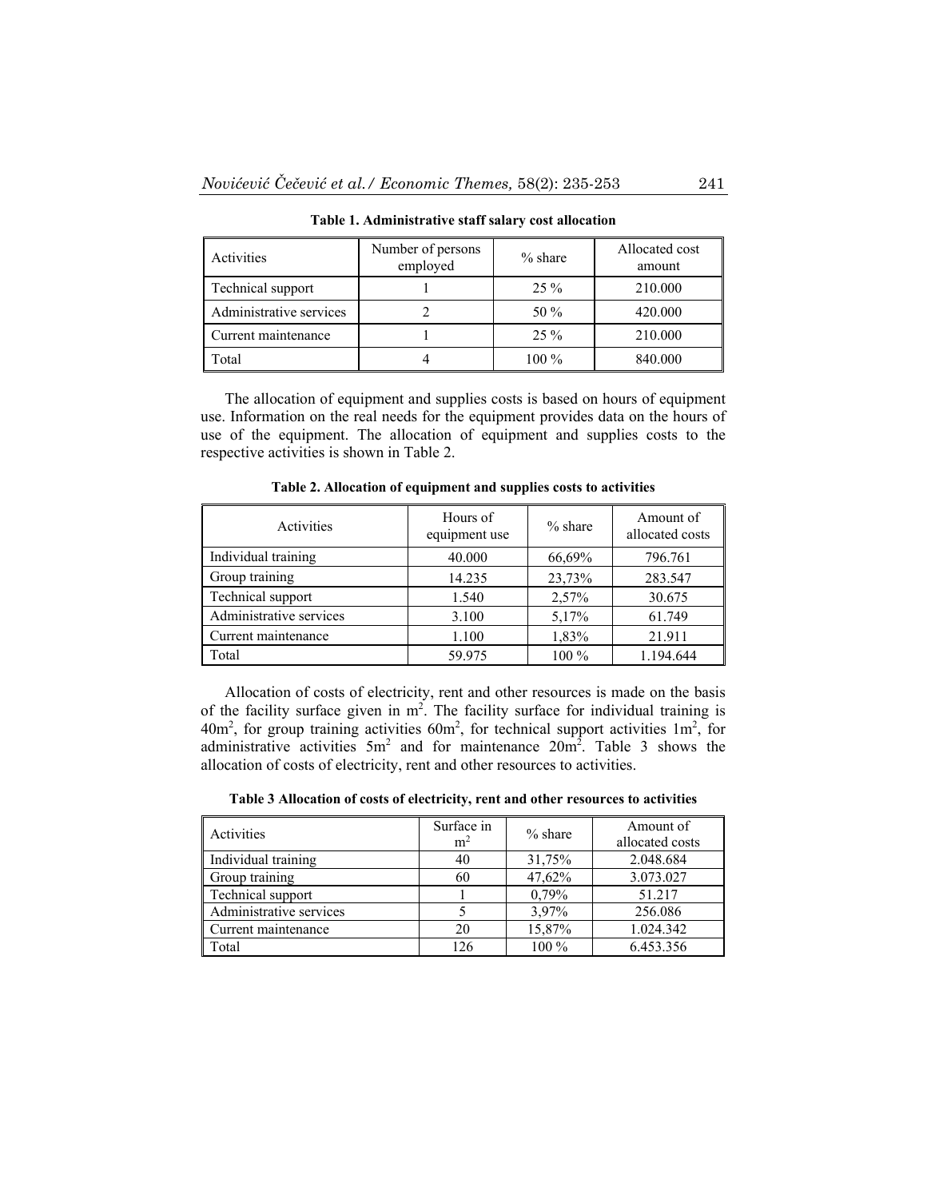**Table 1. Administrative staff salary cost allocation**

| Activities | Number of persons employed | % share | Allocated cost amount |
|---|---|---|---|
| Technical support | 1 | 25 % | 210.000 |
| Administrative services | 2 | 50 % | 420.000 |
| Current maintenance | 1 | 25 % | 210.000 |
| Total | 4 | 100 % | 840.000 |

The allocation of equipment and supplies costs is based on hours of equipment use. Information on the real needs for the equipment provides data on the hours of use of the equipment. The allocation of equipment and supplies costs to the respective activities is shown in Table 2.

**Table 2. Allocation of equipment and supplies costs to activities**

| Activities | Hours of equipment use | % share | Amount of allocated costs |
|---|---|---|---|
| Individual training | 40.000 | 66,69% | 796.761 |
| Group training | 14.235 | 23,73% | 283.547 |
| Technical support | 1.540 | 2,57% | 30.675 |
| Administrative services | 3.100 | 5,17% | 61.749 |
| Current maintenance | 1.100 | 1,83% | 21.911 |
| Total | 59.975 | 100 % | 1.194.644 |

Allocation of costs of electricity, rent and other resources is made on the basis of the facility surface given in $m^2$. The facility surface for individual training is $40m^2$, for group training activities $60m^2$, for technical support activities $1m^2$, for administrative activities $5m^2$ and for maintenance $20m^2$. Table 3 shows the allocation of costs of electricity, rent and other resources to activities.

**Table 3 Allocation of costs of electricity, rent and other resources to activities**

| Activities | Surface in $m^2$ | % share | Amount of allocated costs |
|---|---|---|---|
| Individual training | 40 | 31,75% | 2.048.684 |
| Group training | 60 | 47,62% | 3.073.027 |
| Technical support | 1 | 0,79% | 51.217 |
| Administrative services | 5 | 3,97% | 256.086 |
| Current maintenance | 20 | 15,87% | 1.024.342 |
| Total | 126 | 100 % | 6.453.356 |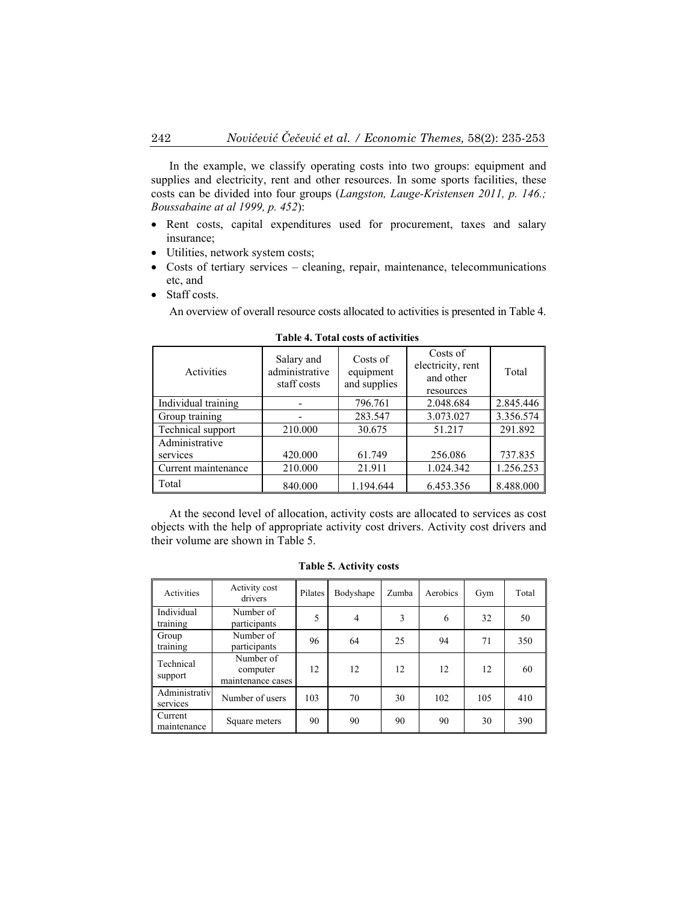In the example, we classify operating costs into two groups: equipment and supplies and electricity, rent and other resources. In some sports facilities, these costs can be divided into four groups (*Langston, Lauge-Kristensen 2011, p. 146.; Boussabaine at al 1999, p. 452*):

- Rent costs, capital expenditures used for procurement, taxes and salary insurance;
- Utilities, network system costs;
- Costs of tertiary services – cleaning, repair, maintenance, telecommunications etc, and
- Staff costs.

An overview of overall resource costs allocated to activities is presented in Table 4.

**Table 4. Total costs of activities**

| Activities | Salary and administrative staff costs | Costs of equipment and supplies | Costs of electricity, rent and other resources | Total |
|---|---|---|---|---|
| Individual training | - | 796.761 | 2.048.684 | 2.845.446 |
| Group training | - | 283.547 | 3.073.027 | 3.356.574 |
| Technical support | 210.000 | 30.675 | 51.217 | 291.892 |
| Administrative services | 420.000 | 61.749 | 256.086 | 737.835 |
| Current maintenance | 210.000 | 21.911 | 1.024.342 | 1.256.253 |
| Total | 840.000 | 1.194.644 | 6.453.356 | 8.488.000 |

At the second level of allocation, activity costs are allocated to services as cost objects with the help of appropriate activity cost drivers. Activity cost drivers and their volume are shown in Table 5.

**Table 5. Activity costs**

| Activities | Activity cost drivers | Pilates | Bodyshape | Zumba | Aerobics | Gym | Total |
|---|---|---|---|---|---|---|---|
| Individual training | Number of participants | 5 | 4 | 3 | 6 | 32 | 50 |
| Group training | Number of participants | 96 | 64 | 25 | 94 | 71 | 350 |
| Technical support | Number of computer maintenance cases | 12 | 12 | 12 | 12 | 12 | 60 |
| Administrativ services | Number of users | 103 | 70 | 30 | 102 | 105 | 410 |
| Current maintenance | Square meters | 90 | 90 | 90 | 90 | 30 | 390 |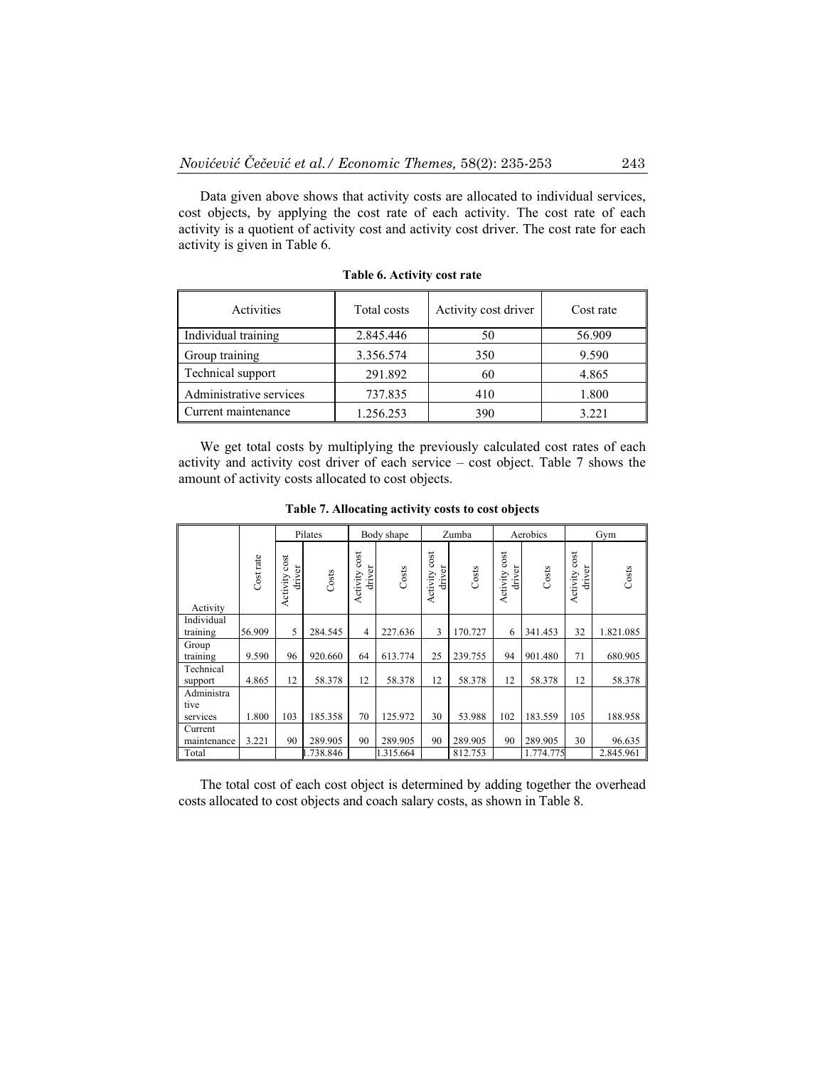Data given above shows that activity costs are allocated to individual services, cost objects, by applying the cost rate of each activity. The cost rate of each activity is a quotient of activity cost and activity cost driver. The cost rate for each activity is given in Table 6.

**Table 6. Activity cost rate**

| Activities | Total costs | Activity cost driver | Cost rate |
|---|---|---|---|
| Individual training | 2.845.446 | 50 | 56.909 |
| Group training | 3.356.574 | 350 | 9.590 |
| Technical support | 291.892 | 60 | 4.865 |
| Administrative services | 737.835 | 410 | 1.800 |
| Current maintenance | 1.256.253 | 390 | 3.221 |

We get total costs by multiplying the previously calculated cost rates of each activity and activity cost driver of each service – cost object. Table 7 shows the amount of activity costs allocated to cost objects.

**Table 7. Allocating activity costs to cost objects**

| | | Pilates | | Body shape | | Zumba | | Aerobics | | Gym | |
|---|---|---|---|---|---|---|---|---|---|---|---|
| Activity | Cost rate | Activity cost driver | Costs | Activity cost driver | Costs | Activity cost driver | Costs | Activity cost driver | Costs | Activity cost driver | Costs |
| Individual training | 56.909 | 5 | 284.545 | 4 | 227.636 | 3 | 170.727 | 6 | 341.453 | 32 | 1.821.085 |
| Group training | 9.590 | 96 | 920.660 | 64 | 613.774 | 25 | 239.755 | 94 | 901.480 | 71 | 680.905 |
| Technical support | 4.865 | 12 | 58.378 | 12 | 58.378 | 12 | 58.378 | 12 | 58.378 | 12 | 58.378 |
| Administrative services | 1.800 | 103 | 185.358 | 70 | 125.972 | 30 | 53.988 | 102 | 183.559 | 105 | 188.958 |
| Current maintenance | 3.221 | 90 | 289.905 | 90 | 289.905 | 90 | 289.905 | 90 | 289.905 | 30 | 96.635 |
| Total | | | 1.738.846 | | 1.315.664 | | 812.753 | | 1.774.775 | | 2.845.961 |

The total cost of each cost object is determined by adding together the overhead costs allocated to cost objects and coach salary costs, as shown in Table 8.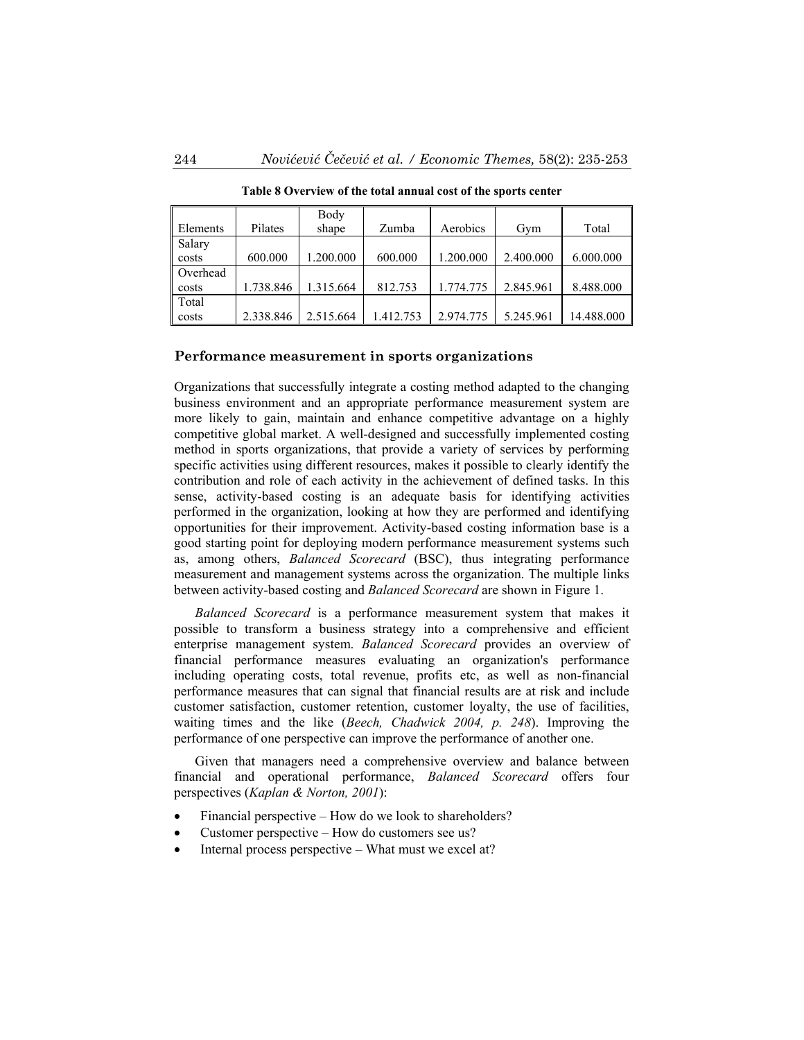**Table 8 Overview of the total annual cost of the sports center**

| Elements | Pilates | Body shape | Zumba | Aerobics | Gym | Total |
|---|---|---|---|---|---|---|
| Salary costs | 600.000 | 1.200.000 | 600.000 | 1.200.000 | 2.400.000 | 6.000.000 |
| Overhead costs | 1.738.846 | 1.315.664 | 812.753 | 1.774.775 | 2.845.961 | 8.488.000 |
| Total costs | 2.338.846 | 2.515.664 | 1.412.753 | 2.974.775 | 5.245.961 | 14.488.000 |

## Performance measurement in sports organizations

Organizations that successfully integrate a costing method adapted to the changing business environment and an appropriate performance measurement system are more likely to gain, maintain and enhance competitive advantage on a highly competitive global market. A well-designed and successfully implemented costing method in sports organizations, that provide a variety of services by performing specific activities using different resources, makes it possible to clearly identify the contribution and role of each activity in the achievement of defined tasks. In this sense, activity-based costing is an adequate basis for identifying activities performed in the organization, looking at how they are performed and identifying opportunities for their improvement. Activity-based costing information base is a good starting point for deploying modern performance measurement systems such as, among others, *Balanced Scorecard* (BSC), thus integrating performance measurement and management systems across the organization. The multiple links between activity-based costing and *Balanced Scorecard* are shown in Figure 1.

*Balanced Scorecard* is a performance measurement system that makes it possible to transform a business strategy into a comprehensive and efficient enterprise management system. *Balanced Scorecard* provides an overview of financial performance measures evaluating an organization's performance including operating costs, total revenue, profits etc, as well as non-financial performance measures that can signal that financial results are at risk and include customer satisfaction, customer retention, customer loyalty, the use of facilities, waiting times and the like (*Beech, Chadwick 2004, p. 248*). Improving the performance of one perspective can improve the performance of another one.

Given that managers need a comprehensive overview and balance between financial and operational performance, *Balanced Scorecard* offers four perspectives (*Kaplan & Norton, 2001*):

- Financial perspective – How do we look to shareholders?
- Customer perspective – How do customers see us?
- Internal process perspective – What must we excel at?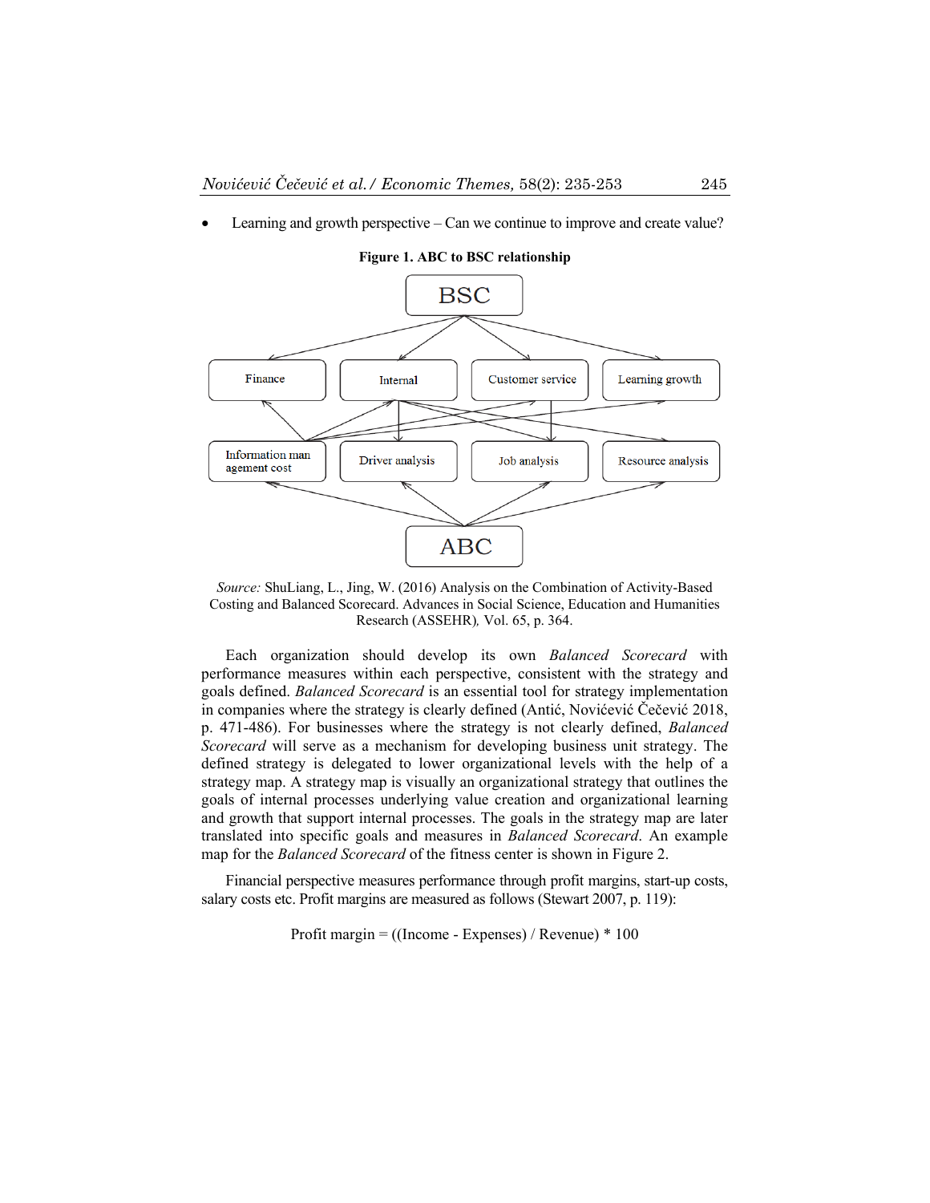- Learning and growth perspective – Can we continue to improve and create value?

**Figure 1. ABC to BSC relationship**

*Source:* ShuLiang, L., Jing, W. (2016) Analysis on the Combination of Activity-Based Costing and Balanced Scorecard. Advances in Social Science, Education and Humanities Research (ASSEHR)*,* Vol. 65, p. 364.

Each organization should develop its own *Balanced Scorecard* with performance measures within each perspective, consistent with the strategy and goals defined. *Balanced Scorecard* is an essential tool for strategy implementation in companies where the strategy is clearly defined (Antić, Novićević Čečević 2018, p. 471-486). For businesses where the strategy is not clearly defined, *Balanced Scorecard* will serve as a mechanism for developing business unit strategy. The defined strategy is delegated to lower organizational levels with the help of a strategy map. A strategy map is visually an organizational strategy that outlines the goals of internal processes underlying value creation and organizational learning and growth that support internal processes. The goals in the strategy map are later translated into specific goals and measures in *Balanced Scorecard*. An example map for the *Balanced Scorecard* of the fitness center is shown in Figure 2.

Financial perspective measures performance through profit margins, start-up costs, salary costs etc. Profit margins are measured as follows (Stewart 2007, p. 119):

$$\text{Profit margin} = ((\text{Income} - \text{Expenses}) / \text{Revenue}) * 100$$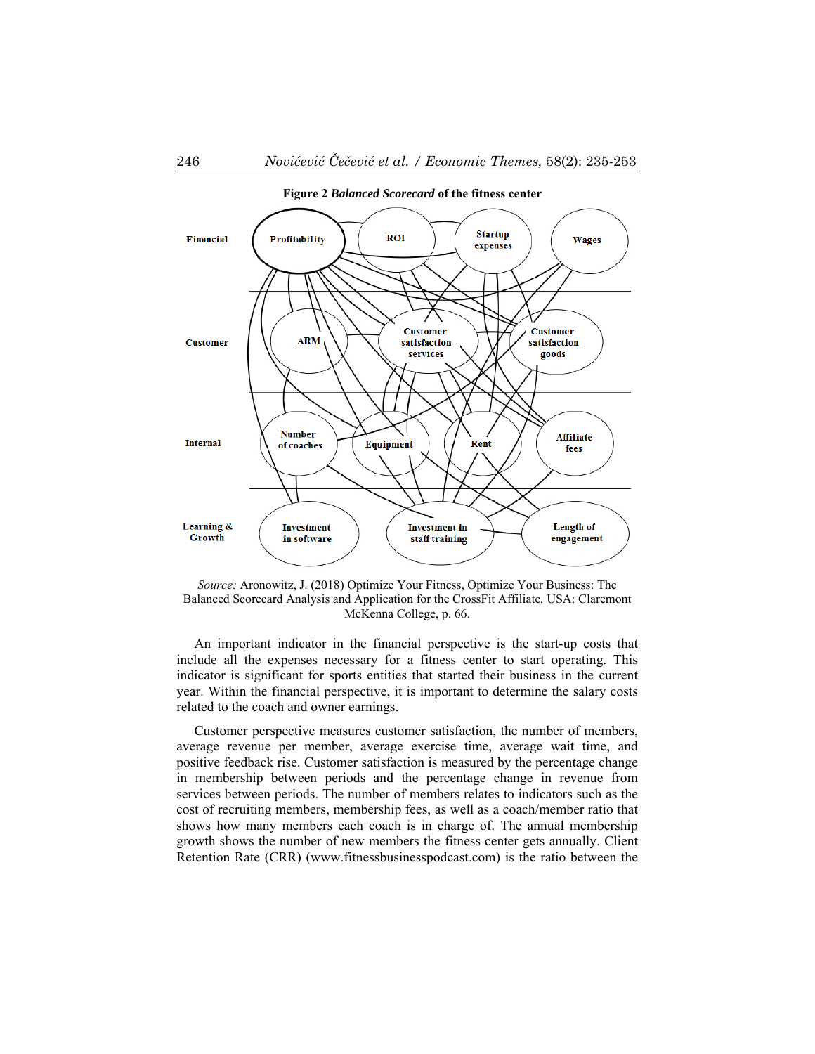**Figure 2** ***Balanced Scorecard*** **of the fitness center**

*Source:* Aronowitz, J. (2018) Optimize Your Fitness, Optimize Your Business: The Balanced Scorecard Analysis and Application for the CrossFit Affiliate*.* USA: Claremont McKenna College, p. 66.

An important indicator in the financial perspective is the start-up costs that include all the expenses necessary for a fitness center to start operating. This indicator is significant for sports entities that started their business in the current year. Within the financial perspective, it is important to determine the salary costs related to the coach and owner earnings.

Customer perspective measures customer satisfaction, the number of members, average revenue per member, average exercise time, average wait time, and positive feedback rise. Customer satisfaction is measured by the percentage change in membership between periods and the percentage change in revenue from services between periods. The number of members relates to indicators such as the cost of recruiting members, membership fees, as well as a coach/member ratio that shows how many members each coach is in charge of. The annual membership growth shows the number of new members the fitness center gets annually. Client Retention Rate (CRR) (www.fitnessbusinesspodcast.com) is the ratio between the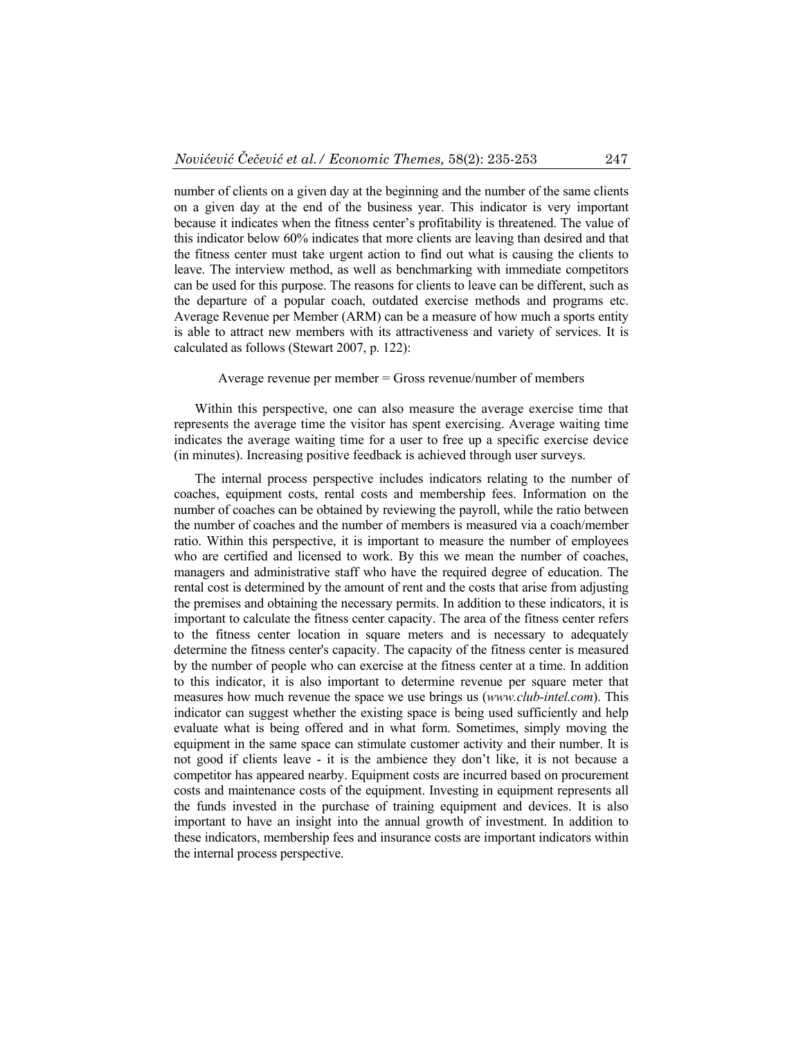number of clients on a given day at the beginning and the number of the same clients on a given day at the end of the business year. This indicator is very important because it indicates when the fitness center's profitability is threatened. The value of this indicator below 60% indicates that more clients are leaving than desired and that the fitness center must take urgent action to find out what is causing the clients to leave. The interview method, as well as benchmarking with immediate competitors can be used for this purpose. The reasons for clients to leave can be different, such as the departure of a popular coach, outdated exercise methods and programs etc. Average Revenue per Member (ARM) can be a measure of how much a sports entity is able to attract new members with its attractiveness and variety of services. It is calculated as follows (Stewart 2007, p. 122):

Average revenue per member = Gross revenue/number of members

Within this perspective, one can also measure the average exercise time that represents the average time the visitor has spent exercising. Average waiting time indicates the average waiting time for a user to free up a specific exercise device (in minutes). Increasing positive feedback is achieved through user surveys.

The internal process perspective includes indicators relating to the number of coaches, equipment costs, rental costs and membership fees. Information on the number of coaches can be obtained by reviewing the payroll, while the ratio between the number of coaches and the number of members is measured via a coach/member ratio. Within this perspective, it is important to measure the number of employees who are certified and licensed to work. By this we mean the number of coaches, managers and administrative staff who have the required degree of education. The rental cost is determined by the amount of rent and the costs that arise from adjusting the premises and obtaining the necessary permits. In addition to these indicators, it is important to calculate the fitness center capacity. The area of the fitness center refers to the fitness center location in square meters and is necessary to adequately determine the fitness center's capacity. The capacity of the fitness center is measured by the number of people who can exercise at the fitness center at a time. In addition to this indicator, it is also important to determine revenue per square meter that measures how much revenue the space we use brings us (*www.club-intel.com*). This indicator can suggest whether the existing space is being used sufficiently and help evaluate what is being offered and in what form. Sometimes, simply moving the equipment in the same space can stimulate customer activity and their number. It is not good if clients leave - it is the ambience they don't like, it is not because a competitor has appeared nearby. Equipment costs are incurred based on procurement costs and maintenance costs of the equipment. Investing in equipment represents all the funds invested in the purchase of training equipment and devices. It is also important to have an insight into the annual growth of investment. In addition to these indicators, membership fees and insurance costs are important indicators within the internal process perspective.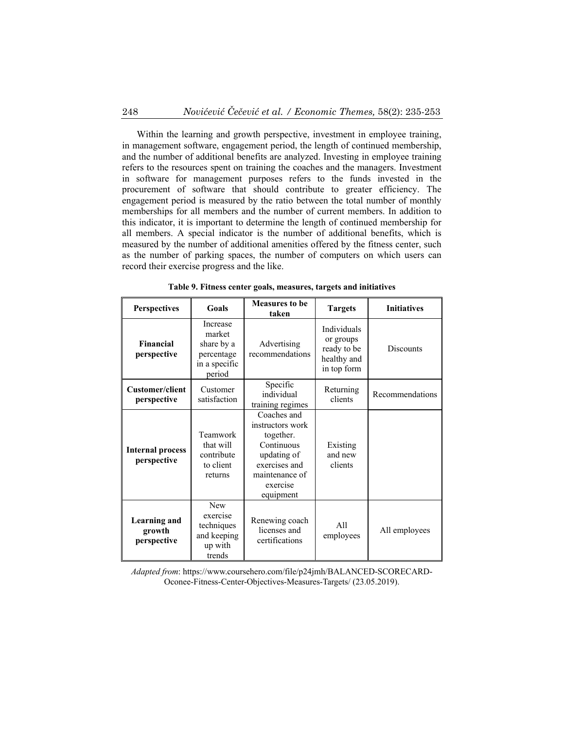Within the learning and growth perspective, investment in employee training, in management software, engagement period, the length of continued membership, and the number of additional benefits are analyzed. Investing in employee training refers to the resources spent on training the coaches and the managers. Investment in software for management purposes refers to the funds invested in the procurement of software that should contribute to greater efficiency. The engagement period is measured by the ratio between the total number of monthly memberships for all members and the number of current members. In addition to this indicator, it is important to determine the length of continued membership for all members. A special indicator is the number of additional benefits, which is measured by the number of additional amenities offered by the fitness center, such as the number of parking spaces, the number of computers on which users can record their exercise progress and the like.

**Table 9. Fitness center goals, measures, targets and initiatives**

| Perspectives | Goals | Measures to be taken | Targets | Initiatives |
|---|---|---|---|---|
| **Financial perspective** | Increase market share by a percentage in a specific period | Advertising recommendations | Individuals or groups ready to be healthy and in top form | Discounts |
| **Customer/client perspective** | Customer satisfaction | Specific individual training regimes | Returning clients | Recommendations |
| **Internal process perspective** | Teamwork that will contribute to client returns | Coaches and instructors work together. Continuous updating of exercises and maintenance of exercise equipment | Existing and new clients | |
| **Learning and growth perspective** | New exercise techniques and keeping up with trends | Renewing coach licenses and certifications | All employees | All employees |

*Adapted from*: https://www.coursehero.com/file/p24jmh/BALANCED-SCORECARD-Oconee-Fitness-Center-Objectives-Measures-Targets/ (23.05.2019).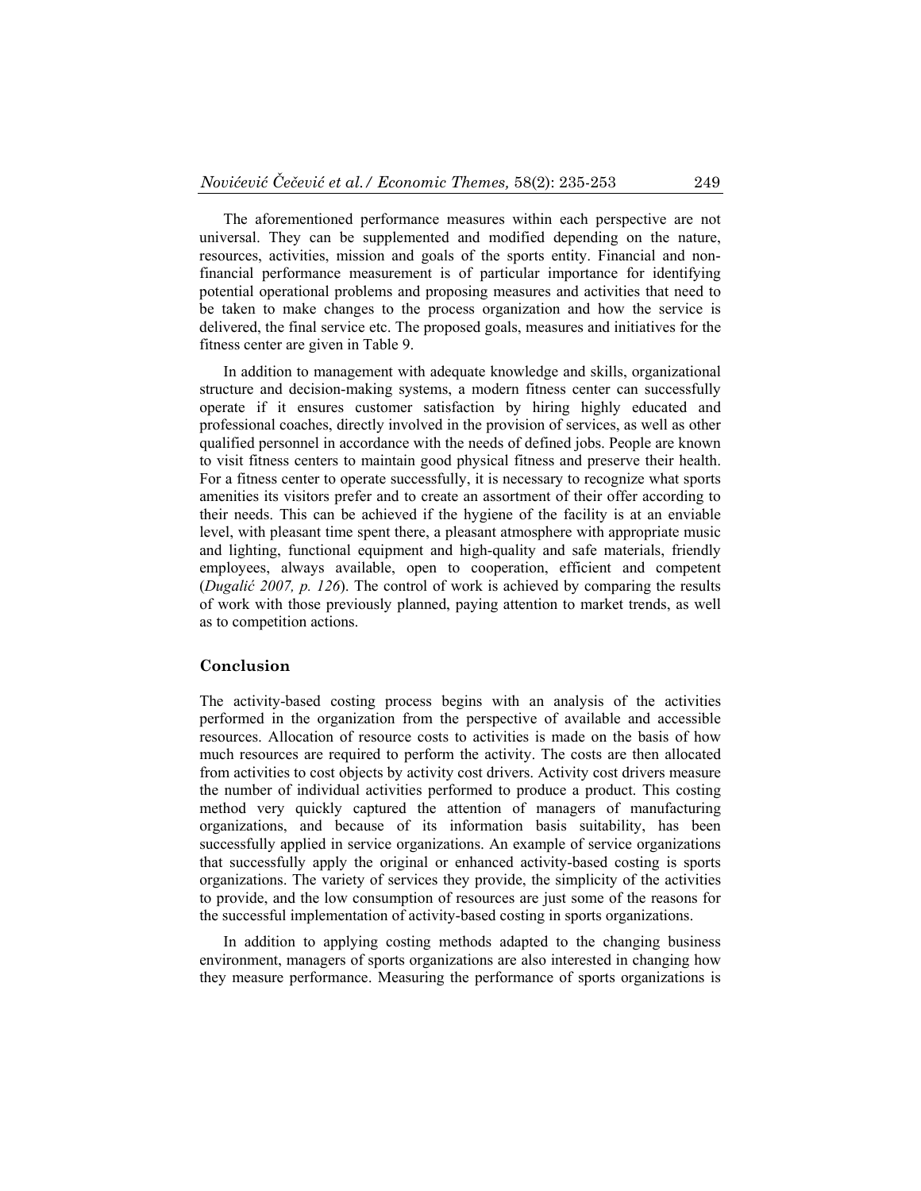The aforementioned performance measures within each perspective are not universal. They can be supplemented and modified depending on the nature, resources, activities, mission and goals of the sports entity. Financial and non-financial performance measurement is of particular importance for identifying potential operational problems and proposing measures and activities that need to be taken to make changes to the process organization and how the service is delivered, the final service etc. The proposed goals, measures and initiatives for the fitness center are given in Table 9.

In addition to management with adequate knowledge and skills, organizational structure and decision-making systems, a modern fitness center can successfully operate if it ensures customer satisfaction by hiring highly educated and professional coaches, directly involved in the provision of services, as well as other qualified personnel in accordance with the needs of defined jobs. People are known to visit fitness centers to maintain good physical fitness and preserve their health. For a fitness center to operate successfully, it is necessary to recognize what sports amenities its visitors prefer and to create an assortment of their offer according to their needs. This can be achieved if the hygiene of the facility is at an enviable level, with pleasant time spent there, a pleasant atmosphere with appropriate music and lighting, functional equipment and high-quality and safe materials, friendly employees, always available, open to cooperation, efficient and competent (*Dugalić 2007, p. 126*). The control of work is achieved by comparing the results of work with those previously planned, paying attention to market trends, as well as to competition actions.

## Conclusion

The activity-based costing process begins with an analysis of the activities performed in the organization from the perspective of available and accessible resources. Allocation of resource costs to activities is made on the basis of how much resources are required to perform the activity. The costs are then allocated from activities to cost objects by activity cost drivers. Activity cost drivers measure the number of individual activities performed to produce a product. This costing method very quickly captured the attention of managers of manufacturing organizations, and because of its information basis suitability, has been successfully applied in service organizations. An example of service organizations that successfully apply the original or enhanced activity-based costing is sports organizations. The variety of services they provide, the simplicity of the activities to provide, and the low consumption of resources are just some of the reasons for the successful implementation of activity-based costing in sports organizations.

In addition to applying costing methods adapted to the changing business environment, managers of sports organizations are also interested in changing how they measure performance. Measuring the performance of sports organizations is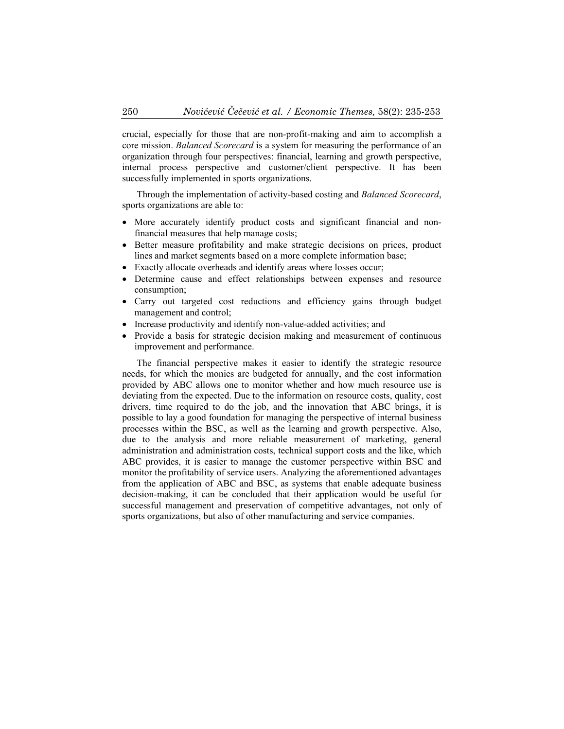crucial, especially for those that are non-profit-making and aim to accomplish a core mission. *Balanced Scorecard* is a system for measuring the performance of an organization through four perspectives: financial, learning and growth perspective, internal process perspective and customer/client perspective. It has been successfully implemented in sports organizations.

Through the implementation of activity-based costing and *Balanced Scorecard*, sports organizations are able to:

- More accurately identify product costs and significant financial and non-financial measures that help manage costs;
- Better measure profitability and make strategic decisions on prices, product lines and market segments based on a more complete information base;
- Exactly allocate overheads and identify areas where losses occur;
- Determine cause and effect relationships between expenses and resource consumption;
- Carry out targeted cost reductions and efficiency gains through budget management and control;
- Increase productivity and identify non-value-added activities; and
- Provide a basis for strategic decision making and measurement of continuous improvement and performance.

The financial perspective makes it easier to identify the strategic resource needs, for which the monies are budgeted for annually, and the cost information provided by ABC allows one to monitor whether and how much resource use is deviating from the expected. Due to the information on resource costs, quality, cost drivers, time required to do the job, and the innovation that ABC brings, it is possible to lay a good foundation for managing the perspective of internal business processes within the BSC, as well as the learning and growth perspective. Also, due to the analysis and more reliable measurement of marketing, general administration and administration costs, technical support costs and the like, which ABC provides, it is easier to manage the customer perspective within BSC and monitor the profitability of service users. Analyzing the aforementioned advantages from the application of ABC and BSC, as systems that enable adequate business decision-making, it can be concluded that their application would be useful for successful management and preservation of competitive advantages, not only of sports organizations, but also of other manufacturing and service companies.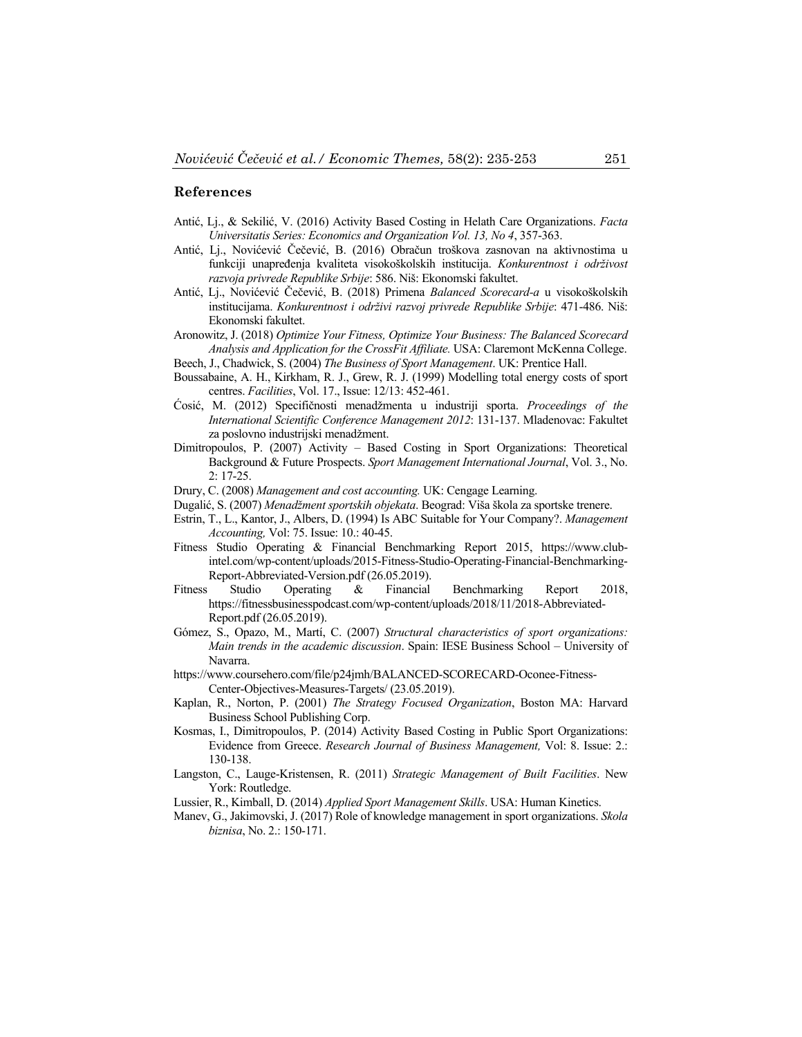## References

Antić, Lj., & Sekilić, V. (2016) Activity Based Costing in Helath Care Organizations. *Facta Universitatis Series: Economics and Organization Vol. 13, No 4*, 357-363.

Antić, Lj., Novićević Čečević, B. (2016) Obračun troškova zasnovan na aktivnostima u funkciji unapređenja kvaliteta visokoškolskih institucija. *Konkurentnost i održivost razvoja privrede Republike Srbije*: 586. Niš: Ekonomski fakultet.

Antić, Lj., Novićević Čečević, B. (2018) Primena *Balanced Scorecard-a* u visokoškolskih institucijama. *Konkurentnost i održivi razvoj privrede Republike Srbije*: 471-486. Niš: Ekonomski fakultet.

Aronowitz, J. (2018) *Optimize Your Fitness, Optimize Your Business: The Balanced Scorecard Analysis and Application for the CrossFit Affiliate.* USA: Claremont McKenna College.

Beech, J., Chadwick, S. (2004) *The Business of Sport Management*. UK: Prentice Hall.

Boussabaine, A. H., Kirkham, R. J., Grew, R. J. (1999) Modelling total energy costs of sport centres. *Facilities*, Vol. 17., Issue: 12/13: 452-461.

Ćosić, M. (2012) Specifičnosti menadžmenta u industriji sporta. *Proceedings of the International Scientific Conference Management 2012*: 131-137. Mladenovac: Fakultet za poslovno industrijski menadžment.

Dimitropoulos, P. (2007) Activity – Based Costing in Sport Organizations: Theoretical Background & Future Prospects. *Sport Management International Journal*, Vol. 3., No. 2: 17-25.

Drury, C. (2008) *Management and cost accounting.* UK: Cengage Learning.

Dugalić, S. (2007) *Menadžment sportskih objekata*. Beograd: Viša škola za sportske trenere.

Estrin, T., L., Kantor, J., Albers, D. (1994) Is ABC Suitable for Your Company?. *Management Accounting,* Vol: 75. Issue: 10.: 40-45.

Fitness Studio Operating & Financial Benchmarking Report 2015, https://www.club-intel.com/wp-content/uploads/2015-Fitness-Studio-Operating-Financial-Benchmarking-Report-Abbreviated-Version.pdf (26.05.2019).

Fitness Studio Operating & Financial Benchmarking Report 2018, https://fitnessbusinesspodcast.com/wp-content/uploads/2018/11/2018-Abbreviated-Report.pdf (26.05.2019).

Gómez, S., Opazo, M., Martí, C. (2007) *Structural characteristics of sport organizations: Main trends in the academic discussion*. Spain: IESE Business School – University of Navarra.

https://www.coursehero.com/file/p24jmh/BALANCED-SCORECARD-Oconee-Fitness-Center-Objectives-Measures-Targets/ (23.05.2019).

Kaplan, R., Norton, P. (2001) *The Strategy Focused Organization*, Boston MA: Harvard Business School Publishing Corp.

Kosmas, I., Dimitropoulos, P. (2014) Activity Based Costing in Public Sport Organizations: Evidence from Greece. *Research Journal of Business Management,* Vol: 8. Issue: 2.: 130-138.

Langston, C., Lauge-Kristensen, R. (2011) *Strategic Management of Built Facilities*. New York: Routledge.

Lussier, R., Kimball, D. (2014) *Applied Sport Management Skills*. USA: Human Kinetics.

Manev, G., Jakimovski, J. (2017) Role of knowledge management in sport organizations. *Skola biznisa*, No. 2.: 150-171.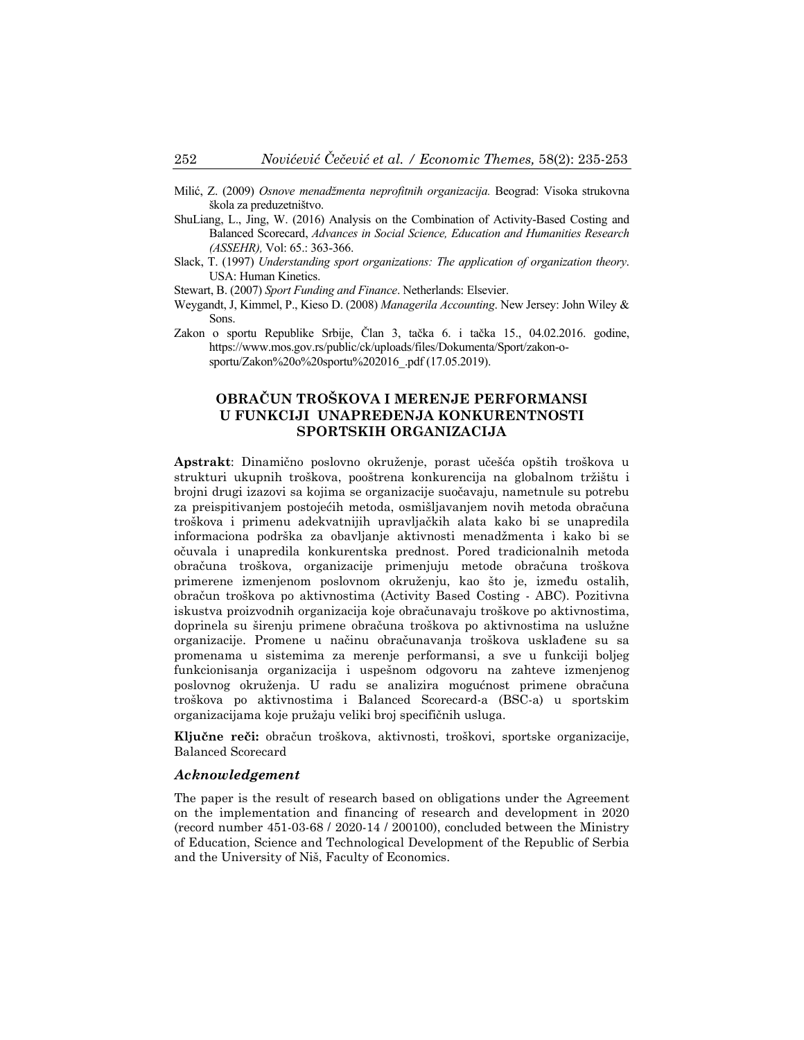Milić, Z. (2009) *Osnove menadžmenta neprofitnih organizacija.* Beograd: Visoka strukovna škola za preduzetništvo.

ShuLiang, L., Jing, W. (2016) Analysis on the Combination of Activity-Based Costing and Balanced Scorecard, *Advances in Social Science, Education and Humanities Research (ASSEHR),* Vol: 65.: 363-366.

Slack, T. (1997) *Understanding sport organizations: The application of organization theory*. USA: Human Kinetics.

Stewart, B. (2007) *Sport Funding and Finance*. Netherlands: Elsevier.

Weygandt, J, Kimmel, P., Kieso D. (2008) *Managerila Accounting*. New Jersey: John Wiley & Sons.

Zakon o sportu Republike Srbije, Član 3, tačka 6. i tačka 15., 04.02.2016. godine, https://www.mos.gov.rs/public/ck/uploads/files/Dokumenta/Sport/zakon-o-sportu/Zakon%20o%20sportu%202016_.pdf (17.05.2019).

## OBRAČUN TROŠKOVA I MERENJE PERFORMANSI U FUNKCIJI UNAPREĐENJA KONKURENTNOSTI SPORTSKIH ORGANIZACIJA

**Apstrakt**: Dinamično poslovno okruženje, porast učešća opštih troškova u strukturi ukupnih troškova, pooštrena konkurencija na globalnom tržištu i brojni drugi izazovi sa kojima se organizacije suočavaju, nametnule su potrebu za preispitivanjem postojećih metoda, osmišljavanjem novih metoda obračuna troškova i primenu adekvatnijih upravljačkih alata kako bi se unapredila informaciona podrška za obavljanje aktivnosti menadžmenta i kako bi se očuvala i unapredila konkurentska prednost. Pored tradicionalnih metoda obračuna troškova, organizacije primenjuju metode obračuna troškova primerene izmenjenom poslovnom okruženju, kao što je, između ostalih, obračun troškova po aktivnostima (Activity Based Costing - ABC). Pozitivna iskustva proizvodnih organizacija koje obračunavaju troškove po aktivnostima, doprinela su širenju primene obračuna troškova po aktivnostima na uslužne organizacije. Promene u načinu obračunavanja troškova usklađene su sa promenama u sistemima za merenje performansi, a sve u funkciji boljeg funkcionisanja organizacija i uspešnom odgovoru na zahteve izmenjenog poslovnog okruženja. U radu se analizira mogućnost primene obračuna troškova po aktivnostima i Balanced Scorecard-a (BSC-a) u sportskim organizacijama koje pružaju veliki broj specifičnih usluga.

**Ključne reči:** obračun troškova, aktivnosti, troškovi, sportske organizacije, Balanced Scorecard

### *Acknowledgement*

The paper is the result of research based on obligations under the Agreement on the implementation and financing of research and development in 2020 (record number 451-03-68 / 2020-14 / 200100), concluded between the Ministry of Education, Science and Technological Development of the Republic of Serbia and the University of Niš, Faculty of Economics.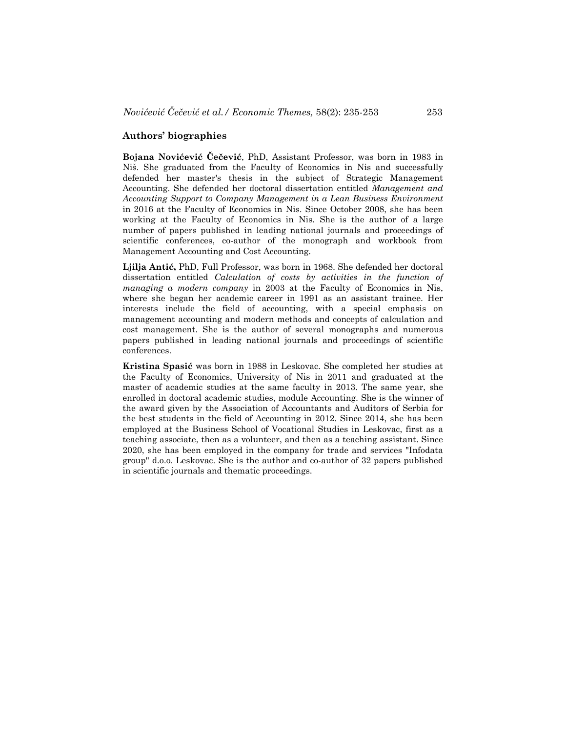## Authors' biographies

**Bojana Novićević Čečević**, PhD, Assistant Professor, was born in 1983 in Niš. She graduated from the Faculty of Economics in Nis and successfully defended her master's thesis in the subject of Strategic Management Accounting. She defended her doctoral dissertation entitled *Management and Accounting Support to Company Management in a Lean Business Environment* in 2016 at the Faculty of Economics in Nis. Since October 2008, she has been working at the Faculty of Economics in Nis. She is the author of a large number of papers published in leading national journals and proceedings of scientific conferences, co-author of the monograph and workbook from Management Accounting and Cost Accounting.

**Ljilja Antić,** PhD, Full Professor, was born in 1968. She defended her doctoral dissertation entitled *Calculation of costs by activities in the function of managing a modern company* in 2003 at the Faculty of Economics in Nis, where she began her academic career in 1991 as an assistant trainee. Her interests include the field of accounting, with a special emphasis on management accounting and modern methods and concepts of calculation and cost management. She is the author of several monographs and numerous papers published in leading national journals and proceedings of scientific conferences.

**Kristina Spasić** was born in 1988 in Leskovac. She completed her studies at the Faculty of Economics, University of Nis in 2011 and graduated at the master of academic studies at the same faculty in 2013. The same year, she enrolled in doctoral academic studies, module Accounting. She is the winner of the award given by the Association of Accountants and Auditors of Serbia for the best students in the field of Accounting in 2012. Since 2014, she has been employed at the Business School of Vocational Studies in Leskovac, first as a teaching associate, then as a volunteer, and then as a teaching assistant. Since 2020, she has been employed in the company for trade and services "Infodata group" d.o.o. Leskovac. She is the author and co-author of 32 papers published in scientific journals and thematic proceedings.